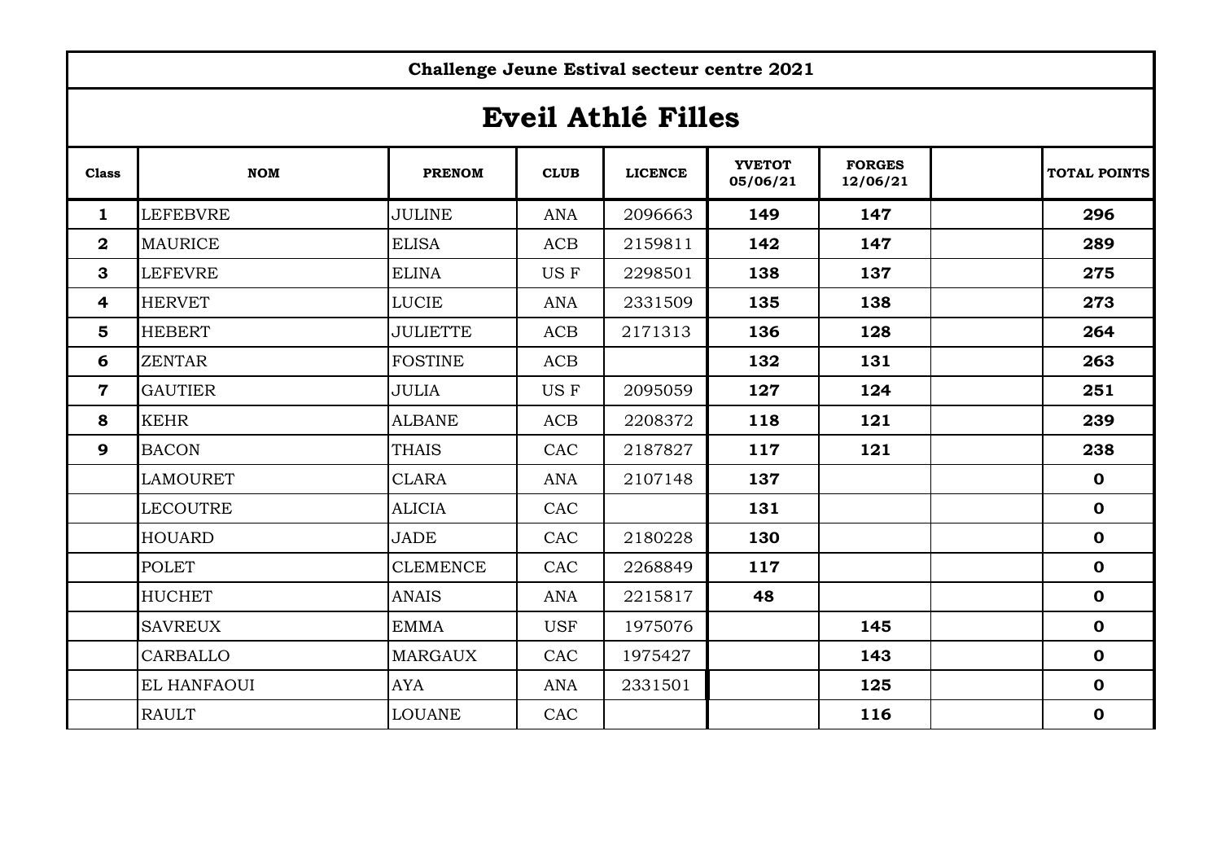**Challenge Jeune Estival secteur centre 2021**

# Eveil Athlé Filles

| Class | NOM | PRENOM | CLUB | LICENCE | YVETOT 05/06/21 | FORGES 12/06/21 | | TOTAL POINTS |
|---|---|---|---|---|---|---|---|---|
| 1 | LEFEBVRE | JULINE | ANA | 2096663 | 149 | 147 | | 296 |
| 2 | MAURICE | ELISA | ACB | 2159811 | 142 | 147 | | 289 |
| 3 | LEFEVRE | ELINA | US F | 2298501 | 138 | 137 | | 275 |
| 4 | HERVET | LUCIE | ANA | 2331509 | 135 | 138 | | 273 |
| 5 | HEBERT | JULIETTE | ACB | 2171313 | 136 | 128 | | 264 |
| 6 | ZENTAR | FOSTINE | ACB | | 132 | 131 | | 263 |
| 7 | GAUTIER | JULIA | US F | 2095059 | 127 | 124 | | 251 |
| 8 | KEHR | ALBANE | ACB | 2208372 | 118 | 121 | | 239 |
| 9 | BACON | THAIS | CAC | 2187827 | 117 | 121 | | 238 |
| | LAMOURET | CLARA | ANA | 2107148 | 137 | | | 0 |
| | LECOUTRE | ALICIA | CAC | | 131 | | | 0 |
| | HOUARD | JADE | CAC | 2180228 | 130 | | | 0 |
| | POLET | CLEMENCE | CAC | 2268849 | 117 | | | 0 |
| | HUCHET | ANAIS | ANA | 2215817 | 48 | | | 0 |
| | SAVREUX | EMMA | USF | 1975076 | | 145 | | 0 |
| | CARBALLO | MARGAUX | CAC | 1975427 | | 143 | | 0 |
| | EL HANFAOUI | AYA | ANA | 2331501 | | 125 | | 0 |
| | RAULT | LOUANE | CAC | | | 116 | | 0 |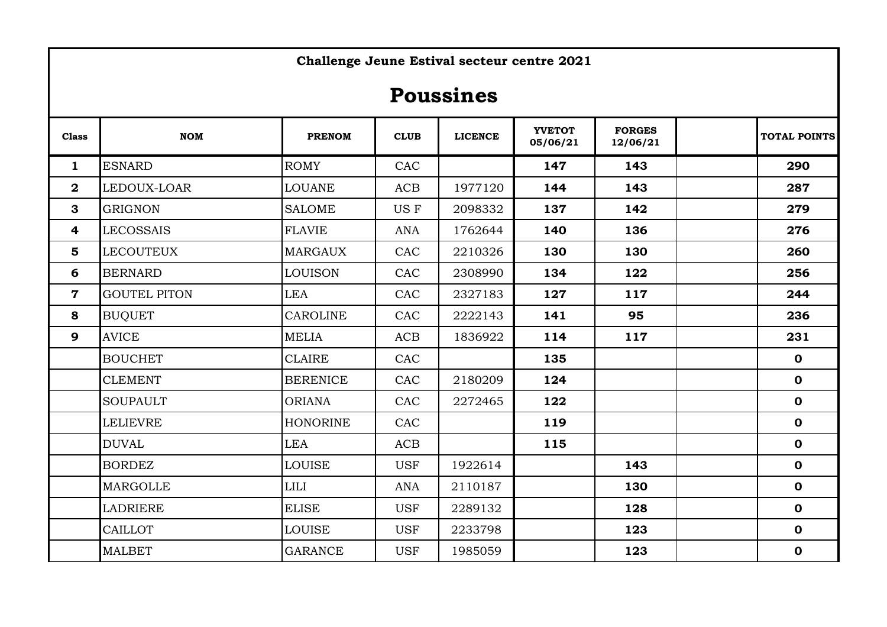**Challenge Jeune Estival secteur centre 2021**

# Poussines

| Class | NOM | PRENOM | CLUB | LICENCE | YVETOT 05/06/21 | FORGES 12/06/21 | | TOTAL POINTS |
|---|---|---|---|---|---|---|---|---|
| 1 | ESNARD | ROMY | CAC | | 147 | 143 | | 290 |
| 2 | LEDOUX-LOAR | LOUANE | ACB | 1977120 | 144 | 143 | | 287 |
| 3 | GRIGNON | SALOME | US F | 2098332 | 137 | 142 | | 279 |
| 4 | LECOSSAIS | FLAVIE | ANA | 1762644 | 140 | 136 | | 276 |
| 5 | LECOUTEUX | MARGAUX | CAC | 2210326 | 130 | 130 | | 260 |
| 6 | BERNARD | LOUISON | CAC | 2308990 | 134 | 122 | | 256 |
| 7 | GOUTEL PITON | LEA | CAC | 2327183 | 127 | 117 | | 244 |
| 8 | BUQUET | CAROLINE | CAC | 2222143 | 141 | 95 | | 236 |
| 9 | AVICE | MELIA | ACB | 1836922 | 114 | 117 | | 231 |
| | BOUCHET | CLAIRE | CAC | | 135 | | | 0 |
| | CLEMENT | BERENICE | CAC | 2180209 | 124 | | | 0 |
| | SOUPAULT | ORIANA | CAC | 2272465 | 122 | | | 0 |
| | LELIEVRE | HONORINE | CAC | | 119 | | | 0 |
| | DUVAL | LEA | ACB | | 115 | | | 0 |
| | BORDEZ | LOUISE | USF | 1922614 | | 143 | | 0 |
| | MARGOLLE | LILI | ANA | 2110187 | | 130 | | 0 |
| | LADRIERE | ELISE | USF | 2289132 | | 128 | | 0 |
| | CAILLOT | LOUISE | USF | 2233798 | | 123 | | 0 |
| | MALBET | GARANCE | USF | 1985059 | | 123 | | 0 |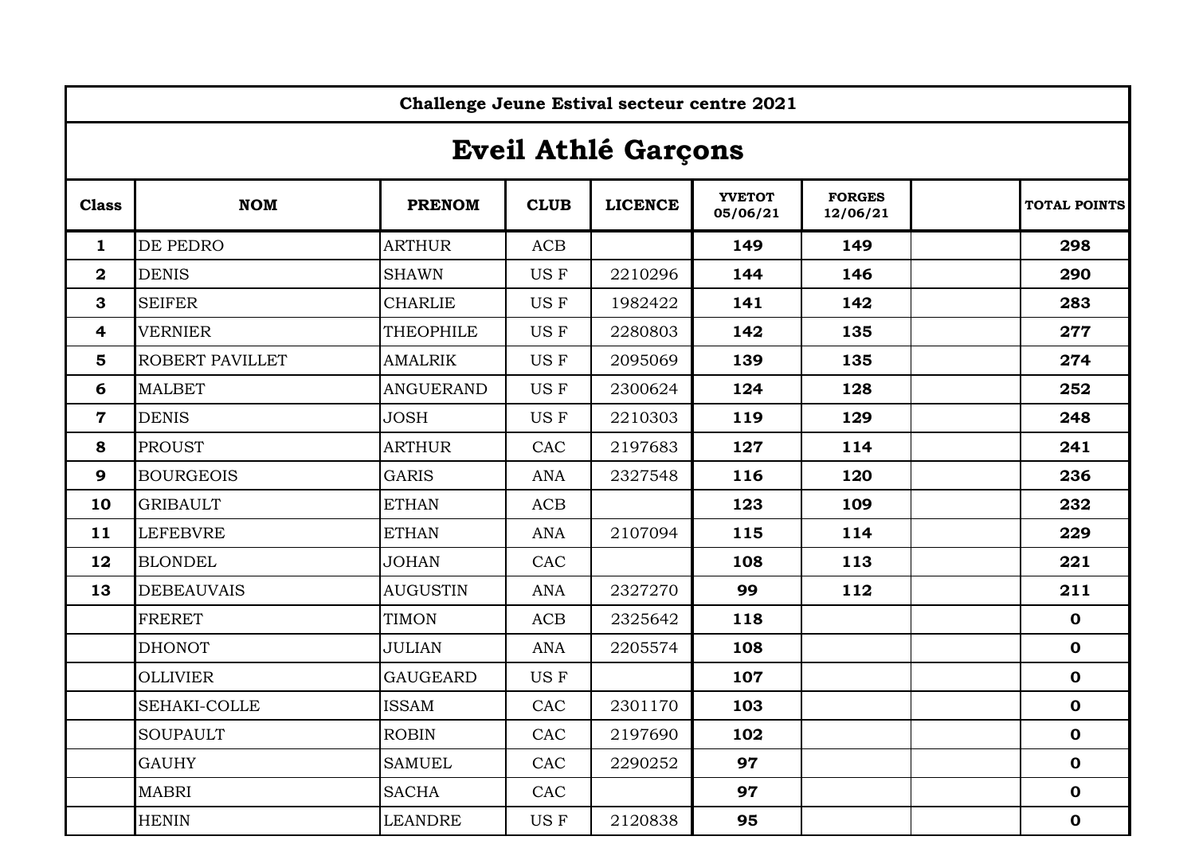**Challenge Jeune Estival secteur centre 2021**

# Eveil Athlé Garçons

| Class | NOM | PRENOM | CLUB | LICENCE | YVETOT 05/06/21 | FORGES 12/06/21 | | TOTAL POINTS |
|---|---|---|---|---|---|---|---|---|
| 1 | DE PEDRO | ARTHUR | ACB | | 149 | 149 | | 298 |
| 2 | DENIS | SHAWN | US F | 2210296 | 144 | 146 | | 290 |
| 3 | SEIFER | CHARLIE | US F | 1982422 | 141 | 142 | | 283 |
| 4 | VERNIER | THEOPHILE | US F | 2280803 | 142 | 135 | | 277 |
| 5 | ROBERT PAVILLET | AMALRIK | US F | 2095069 | 139 | 135 | | 274 |
| 6 | MALBET | ANGUERAND | US F | 2300624 | 124 | 128 | | 252 |
| 7 | DENIS | JOSH | US F | 2210303 | 119 | 129 | | 248 |
| 8 | PROUST | ARTHUR | CAC | 2197683 | 127 | 114 | | 241 |
| 9 | BOURGEOIS | GARIS | ANA | 2327548 | 116 | 120 | | 236 |
| 10 | GRIBAULT | ETHAN | ACB | | 123 | 109 | | 232 |
| 11 | LEFEBVRE | ETHAN | ANA | 2107094 | 115 | 114 | | 229 |
| 12 | BLONDEL | JOHAN | CAC | | 108 | 113 | | 221 |
| 13 | DEBEAUVAIS | AUGUSTIN | ANA | 2327270 | 99 | 112 | | 211 |
| | FRERET | TIMON | ACB | 2325642 | 118 | | | 0 |
| | DHONOT | JULIAN | ANA | 2205574 | 108 | | | 0 |
| | OLLIVIER | GAUGEARD | US F | | 107 | | | 0 |
| | SEHAKI-COLLE | ISSAM | CAC | 2301170 | 103 | | | 0 |
| | SOUPAULT | ROBIN | CAC | 2197690 | 102 | | | 0 |
| | GAUHY | SAMUEL | CAC | 2290252 | 97 | | | 0 |
| | MABRI | SACHA | CAC | | 97 | | | 0 |
| | HENIN | LEANDRE | US F | 2120838 | 95 | | | 0 |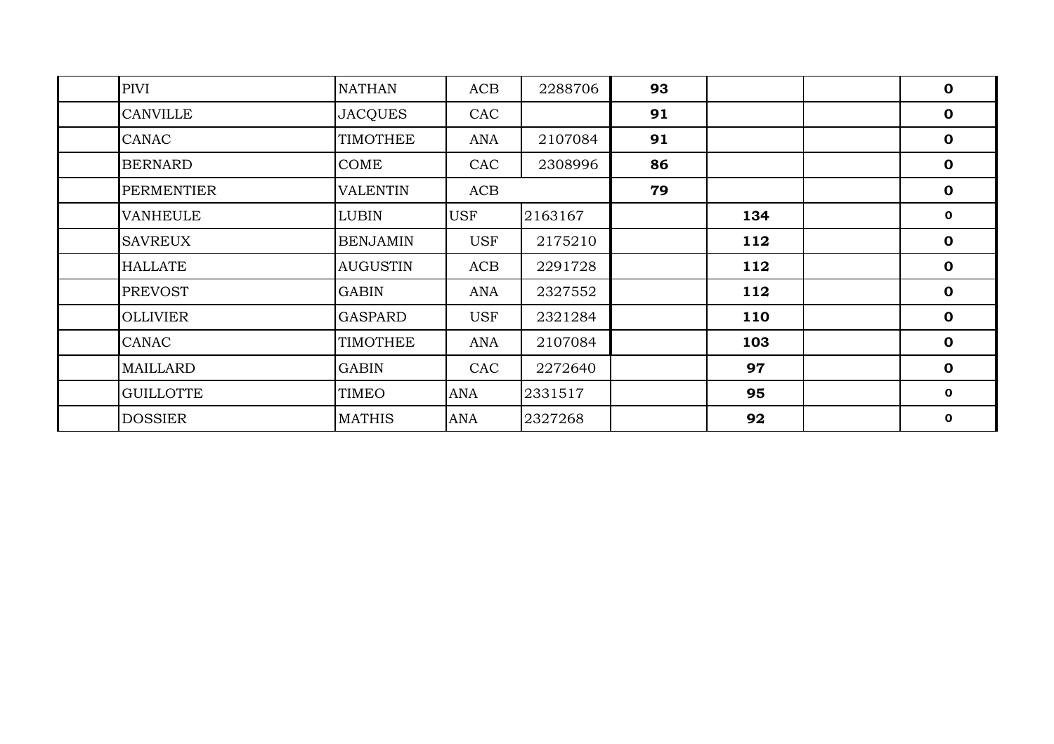| | | | | | | | | |
|---|---|---|---|---|---|---|---|---|
| | PIVI | NATHAN | ACB | 2288706 | **93** | | | **0** |
| | CANVILLE | JACQUES | CAC | | **91** | | | **0** |
| | CANAC | TIMOTHEE | ANA | 2107084 | **91** | | | **0** |
| | BERNARD | COME | CAC | 2308996 | **86** | | | **0** |
| | PERMENTIER | VALENTIN | ACB | | **79** | | | **0** |
| | VANHEULE | LUBIN | USF | 2163167 | | **134** | | **0** |
| | SAVREUX | BENJAMIN | USF | 2175210 | | **112** | | **0** |
| | HALLATE | AUGUSTIN | ACB | 2291728 | | **112** | | **0** |
| | PREVOST | GABIN | ANA | 2327552 | | **112** | | **0** |
| | OLLIVIER | GASPARD | USF | 2321284 | | **110** | | **0** |
| | CANAC | TIMOTHEE | ANA | 2107084 | | **103** | | **0** |
| | MAILLARD | GABIN | CAC | 2272640 | | **97** | | **0** |
| | GUILLOTTE | TIMEO | ANA | 2331517 | | **95** | | **0** |
| | DOSSIER | MATHIS | ANA | 2327268 | | **92** | | **0** |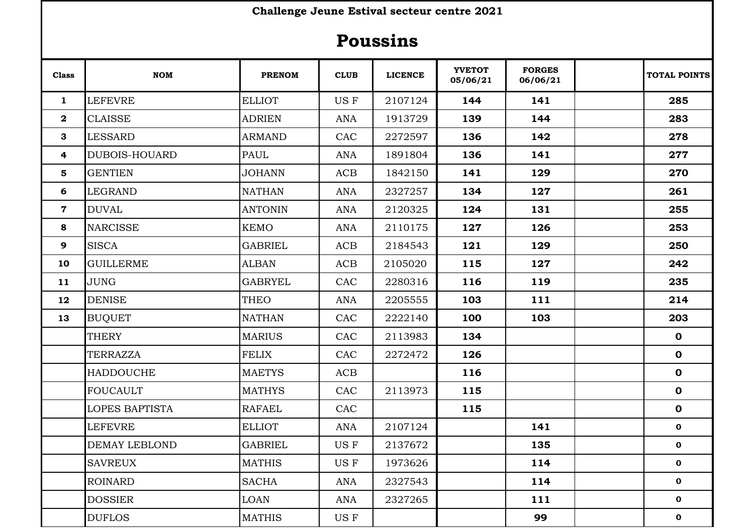**Challenge Jeune Estival secteur centre 2021**

# Poussins

| Class | NOM | PRENOM | CLUB | LICENCE | YVETOT 05/06/21 | FORGES 06/06/21 | | TOTAL POINTS |
|---|---|---|---|---|---|---|---|---|
| 1 | LEFEVRE | ELLIOT | US F | 2107124 | 144 | 141 | | 285 |
| 2 | CLAISSE | ADRIEN | ANA | 1913729 | 139 | 144 | | 283 |
| 3 | LESSARD | ARMAND | CAC | 2272597 | 136 | 142 | | 278 |
| 4 | DUBOIS-HOUARD | PAUL | ANA | 1891804 | 136 | 141 | | 277 |
| 5 | GENTIEN | JOHANN | ACB | 1842150 | 141 | 129 | | 270 |
| 6 | LEGRAND | NATHAN | ANA | 2327257 | 134 | 127 | | 261 |
| 7 | DUVAL | ANTONIN | ANA | 2120325 | 124 | 131 | | 255 |
| 8 | NARCISSE | KEMO | ANA | 2110175 | 127 | 126 | | 253 |
| 9 | SISCA | GABRIEL | ACB | 2184543 | 121 | 129 | | 250 |
| 10 | GUILLERME | ALBAN | ACB | 2105020 | 115 | 127 | | 242 |
| 11 | JUNG | GABRYEL | CAC | 2280316 | 116 | 119 | | 235 |
| 12 | DENISE | THEO | ANA | 2205555 | 103 | 111 | | 214 |
| 13 | BUQUET | NATHAN | CAC | 2222140 | 100 | 103 | | 203 |
| | THERY | MARIUS | CAC | 2113983 | 134 | | | 0 |
| | TERRAZZA | FELIX | CAC | 2272472 | 126 | | | 0 |
| | HADDOUCHE | MAETYS | ACB | | 116 | | | 0 |
| | FOUCAULT | MATHYS | CAC | 2113973 | 115 | | | 0 |
| | LOPES BAPTISTA | RAFAEL | CAC | | 115 | | | 0 |
| | LEFEVRE | ELLIOT | ANA | 2107124 | | 141 | | 0 |
| | DEMAY LEBLOND | GABRIEL | US F | 2137672 | | 135 | | 0 |
| | SAVREUX | MATHIS | US F | 1973626 | | 114 | | 0 |
| | ROINARD | SACHA | ANA | 2327543 | | 114 | | 0 |
| | DOSSIER | LOAN | ANA | 2327265 | | 111 | | 0 |
| | DUFLOS | MATHIS | US F | | | 99 | | 0 |